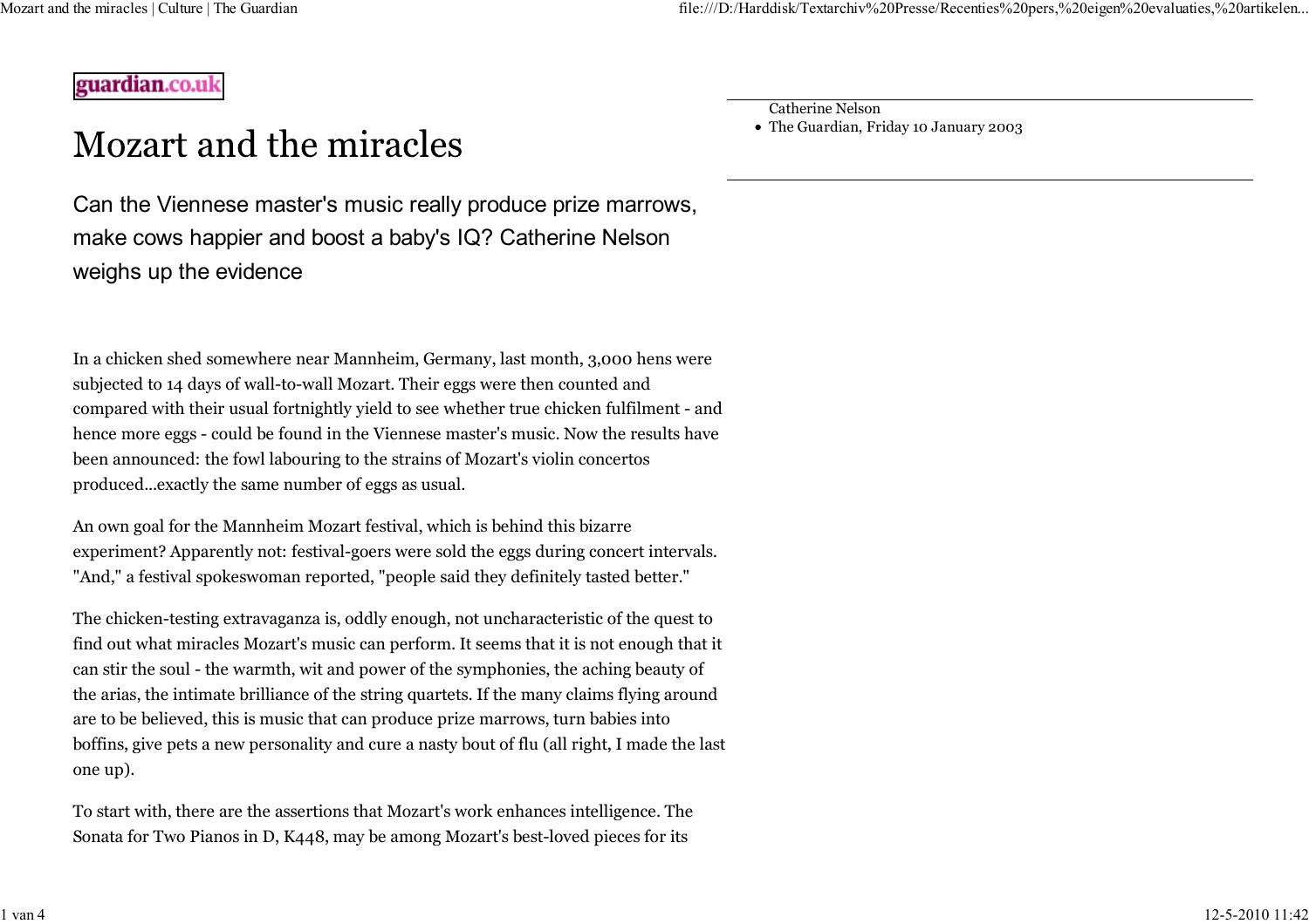guardian.co.uk

# Mozart and the miracles

Catherine Nelson

- The Guardian, Friday 10 January 2003

## Can the Viennese master's music really produce prize marrows, make cows happier and boost a baby's IQ? Catherine Nelson weighs up the evidence

In a chicken shed somewhere near Mannheim, Germany, last month, 3,000 hens were subjected to 14 days of wall-to-wall Mozart. Their eggs were then counted and compared with their usual fortnightly yield to see whether true chicken fulfilment - and hence more eggs - could be found in the Viennese master's music. Now the results have been announced: the fowl labouring to the strains of Mozart's violin concertos produced...exactly the same number of eggs as usual.

An own goal for the Mannheim Mozart festival, which is behind this bizarre experiment? Apparently not: festival-goers were sold the eggs during concert intervals. "And," a festival spokeswoman reported, "people said they definitely tasted better."

The chicken-testing extravaganza is, oddly enough, not uncharacteristic of the quest to find out what miracles Mozart's music can perform. It seems that it is not enough that it can stir the soul - the warmth, wit and power of the symphonies, the aching beauty of the arias, the intimate brilliance of the string quartets. If the many claims flying around are to be believed, this is music that can produce prize marrows, turn babies into boffins, give pets a new personality and cure a nasty bout of flu (all right, I made the last one up).

To start with, there are the assertions that Mozart's work enhances intelligence. The Sonata for Two Pianos in D, K448, may be among Mozart's best-loved pieces for its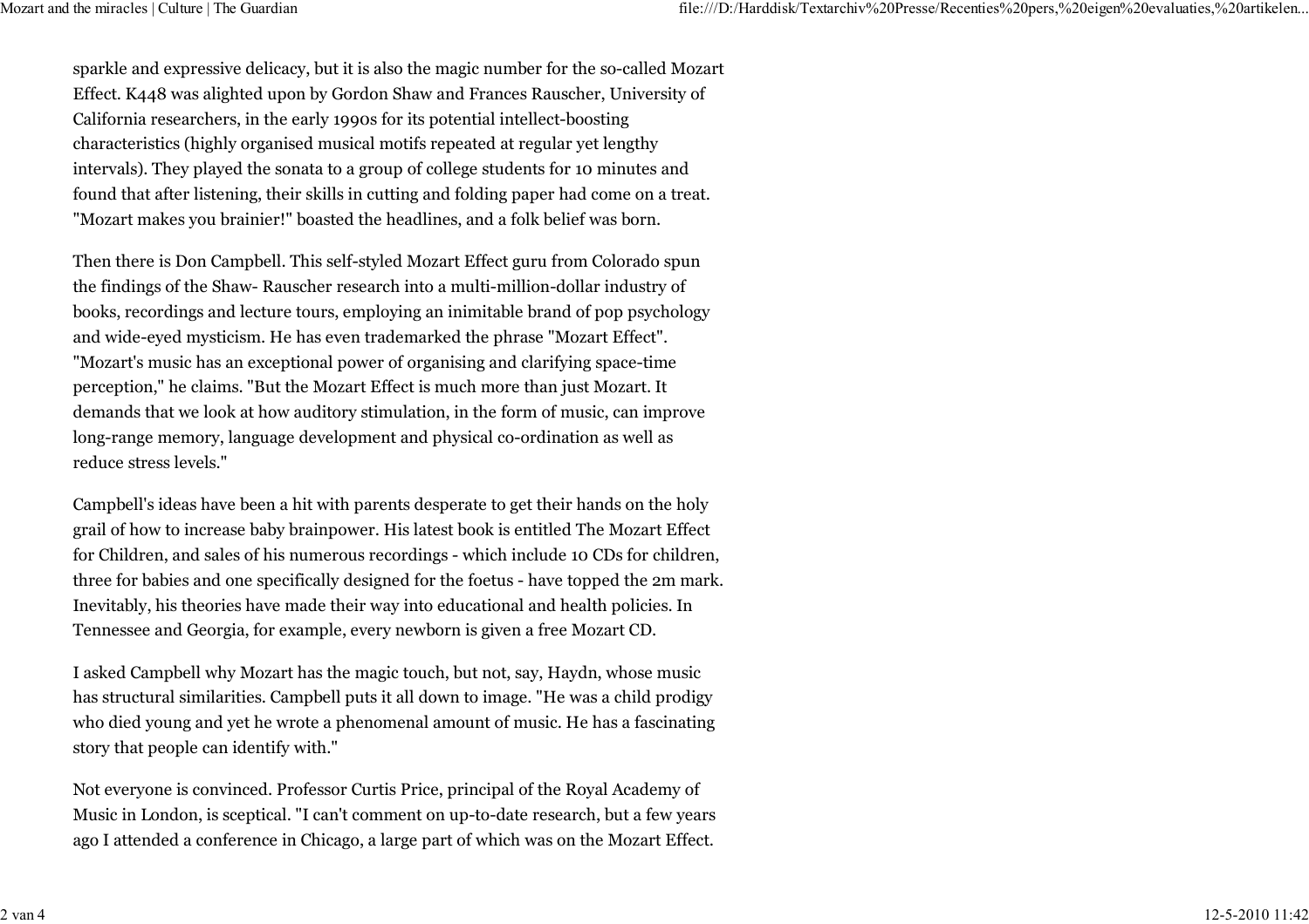sparkle and expressive delicacy, but it is also the magic number for the so-called Mozart Effect. K448 was alighted upon by Gordon Shaw and Frances Rauscher, University of California researchers, in the early 1990s for its potential intellect-boosting characteristics (highly organised musical motifs repeated at regular yet lengthy intervals). They played the sonata to a group of college students for 10 minutes and found that after listening, their skills in cutting and folding paper had come on a treat. "Mozart makes you brainier!" boasted the headlines, and a folk belief was born.

Then there is Don Campbell. This self-styled Mozart Effect guru from Colorado spun the findings of the Shaw- Rauscher research into a multi-million-dollar industry of books, recordings and lecture tours, employing an inimitable brand of pop psychology and wide-eyed mysticism. He has even trademarked the phrase "Mozart Effect". "Mozart's music has an exceptional power of organising and clarifying space-time perception," he claims. "But the Mozart Effect is much more than just Mozart. It demands that we look at how auditory stimulation, in the form of music, can improve long-range memory, language development and physical co-ordination as well as reduce stress levels."

Campbell's ideas have been a hit with parents desperate to get their hands on the holy grail of how to increase baby brainpower. His latest book is entitled The Mozart Effect for Children, and sales of his numerous recordings - which include 10 CDs for children, three for babies and one specifically designed for the foetus - have topped the 2m mark. Inevitably, his theories have made their way into educational and health policies. In Tennessee and Georgia, for example, every newborn is given a free Mozart CD.

I asked Campbell why Mozart has the magic touch, but not, say, Haydn, whose music has structural similarities. Campbell puts it all down to image. "He was a child prodigy who died young and yet he wrote a phenomenal amount of music. He has a fascinating story that people can identify with."

Not everyone is convinced. Professor Curtis Price, principal of the Royal Academy of Music in London, is sceptical. "I can't comment on up-to-date research, but a few years ago I attended a conference in Chicago, a large part of which was on the Mozart Effect.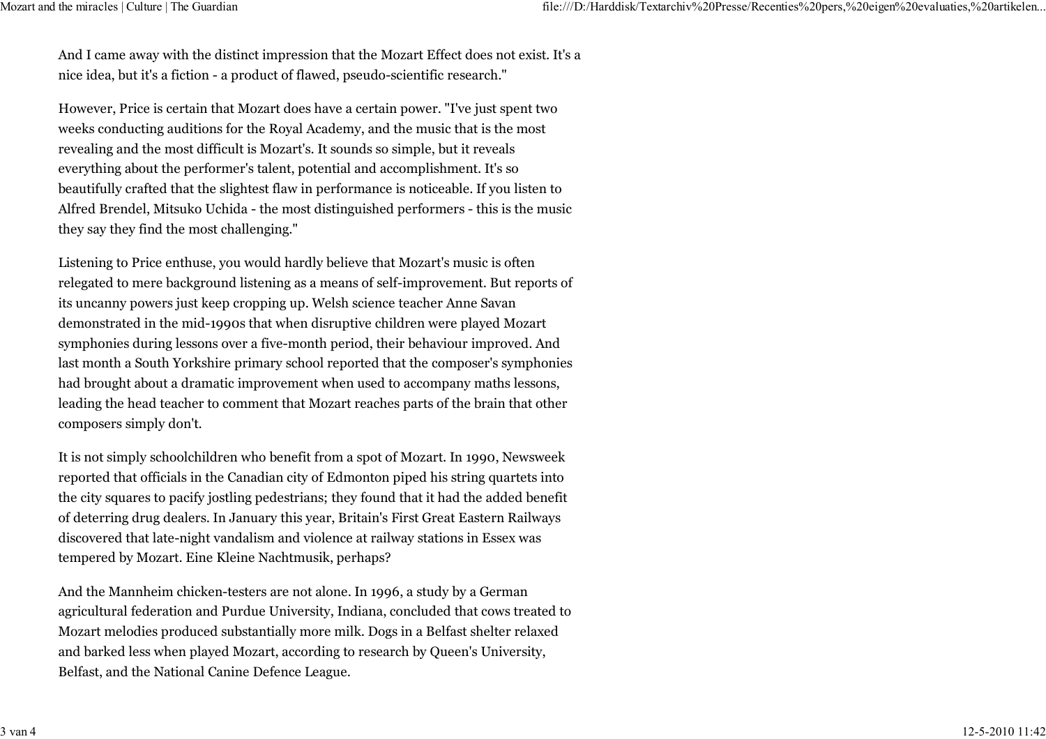And I came away with the distinct impression that the Mozart Effect does not exist. It's a nice idea, but it's a fiction - a product of flawed, pseudo-scientific research."

However, Price is certain that Mozart does have a certain power. "I've just spent two weeks conducting auditions for the Royal Academy, and the music that is the most revealing and the most difficult is Mozart's. It sounds so simple, but it reveals everything about the performer's talent, potential and accomplishment. It's so beautifully crafted that the slightest flaw in performance is noticeable. If you listen to Alfred Brendel, Mitsuko Uchida - the most distinguished performers - this is the music they say they find the most challenging."

Listening to Price enthuse, you would hardly believe that Mozart's music is often relegated to mere background listening as a means of self-improvement. But reports of its uncanny powers just keep cropping up. Welsh science teacher Anne Savan demonstrated in the mid-1990s that when disruptive children were played Mozart symphonies during lessons over a five-month period, their behaviour improved. And last month a South Yorkshire primary school reported that the composer's symphonies had brought about a dramatic improvement when used to accompany maths lessons, leading the head teacher to comment that Mozart reaches parts of the brain that other composers simply don't.

It is not simply schoolchildren who benefit from a spot of Mozart. In 1990, Newsweek reported that officials in the Canadian city of Edmonton piped his string quartets into the city squares to pacify jostling pedestrians; they found that it had the added benefit of deterring drug dealers. In January this year, Britain's First Great Eastern Railways discovered that late-night vandalism and violence at railway stations in Essex was tempered by Mozart. Eine Kleine Nachtmusik, perhaps?

And the Mannheim chicken-testers are not alone. In 1996, a study by a German agricultural federation and Purdue University, Indiana, concluded that cows treated to Mozart melodies produced substantially more milk. Dogs in a Belfast shelter relaxed and barked less when played Mozart, according to research by Queen's University, Belfast, and the National Canine Defence League.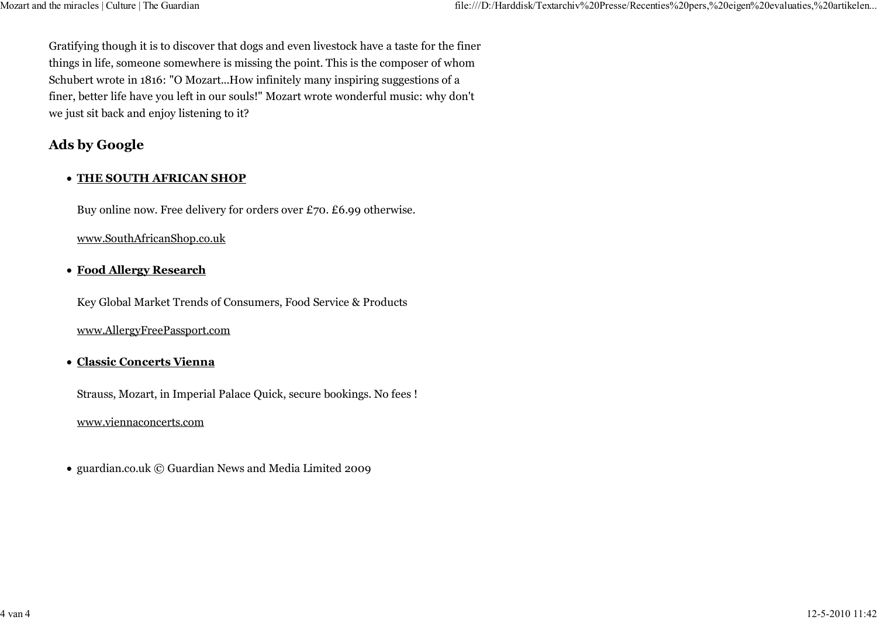Gratifying though it is to discover that dogs and even livestock have a taste for the finer things in life, someone somewhere is missing the point. This is the composer of whom Schubert wrote in 1816: "O Mozart...How infinitely many inspiring suggestions of a finer, better life have you left in our souls!" Mozart wrote wonderful music: why don't we just sit back and enjoy listening to it?

## Ads by Google

- **THE SOUTH AFRICAN SHOP**

  Buy online now. Free delivery for orders over £70. £6.99 otherwise.

  www.SouthAfricanShop.co.uk

- **Food Allergy Research**

  Key Global Market Trends of Consumers, Food Service & Products

  www.AllergyFreePassport.com

- **Classic Concerts Vienna**

  Strauss, Mozart, in Imperial Palace Quick, secure bookings. No fees !

  www.viennaconcerts.com

- guardian.co.uk © Guardian News and Media Limited 2009